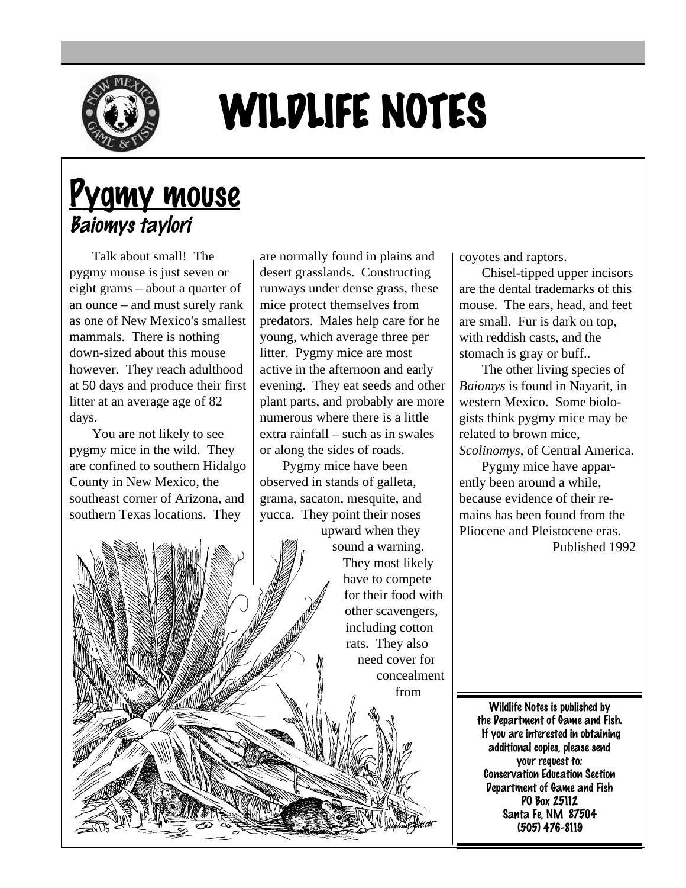# WILDLIFE NOTES

## Pygmy mouse

### *Baiomys taylori*

Talk about small! The pygmy mouse is just seven or eight grams – about a quarter of an ounce – and must surely rank as one of New Mexico's smallest mammals. There is nothing down-sized about this mouse however. They reach adulthood at 50 days and produce their first litter at an average age of 82 days.

You are not likely to see pygmy mice in the wild. They are confined to southern Hidalgo County in New Mexico, the southeast corner of Arizona, and southern Texas locations. They are normally found in plains and desert grasslands. Constructing runways under dense grass, these mice protect themselves from predators. Males help care for he young, which average three per litter. Pygmy mice are most active in the afternoon and early evening. They eat seeds and other plant parts, and probably are more numerous where there is a little extra rainfall – such as in swales or along the sides of roads.

Pygmy mice have been observed in stands of galleta, grama, sacaton, mesquite, and yucca. They point their noses upward when they sound a warning. They most likely have to compete for their food with other scavengers, including cotton rats. They also need cover for concealment from coyotes and raptors.

Chisel-tipped upper incisors are the dental trademarks of this mouse. The ears, head, and feet are small. Fur is dark on top, with reddish casts, and the stomach is gray or buff..

The other living species of *Baiomys* is found in Nayarit, in western Mexico. Some biologists think pygmy mice may be related to brown mice, *Scolinomys*, of Central America.

Pygmy mice have apparently been around a while, because evidence of their remains has been found from the Pliocene and Pleistocene eras.

Published 1992

---

**Wildlife Notes is published by the Department of Game and Fish. If you are interested in obtaining additional copies, please send your request to:
Conservation Education Section
Department of Game and Fish
PO Box 25112
Santa Fe, NM 87504
(505) 476-8119**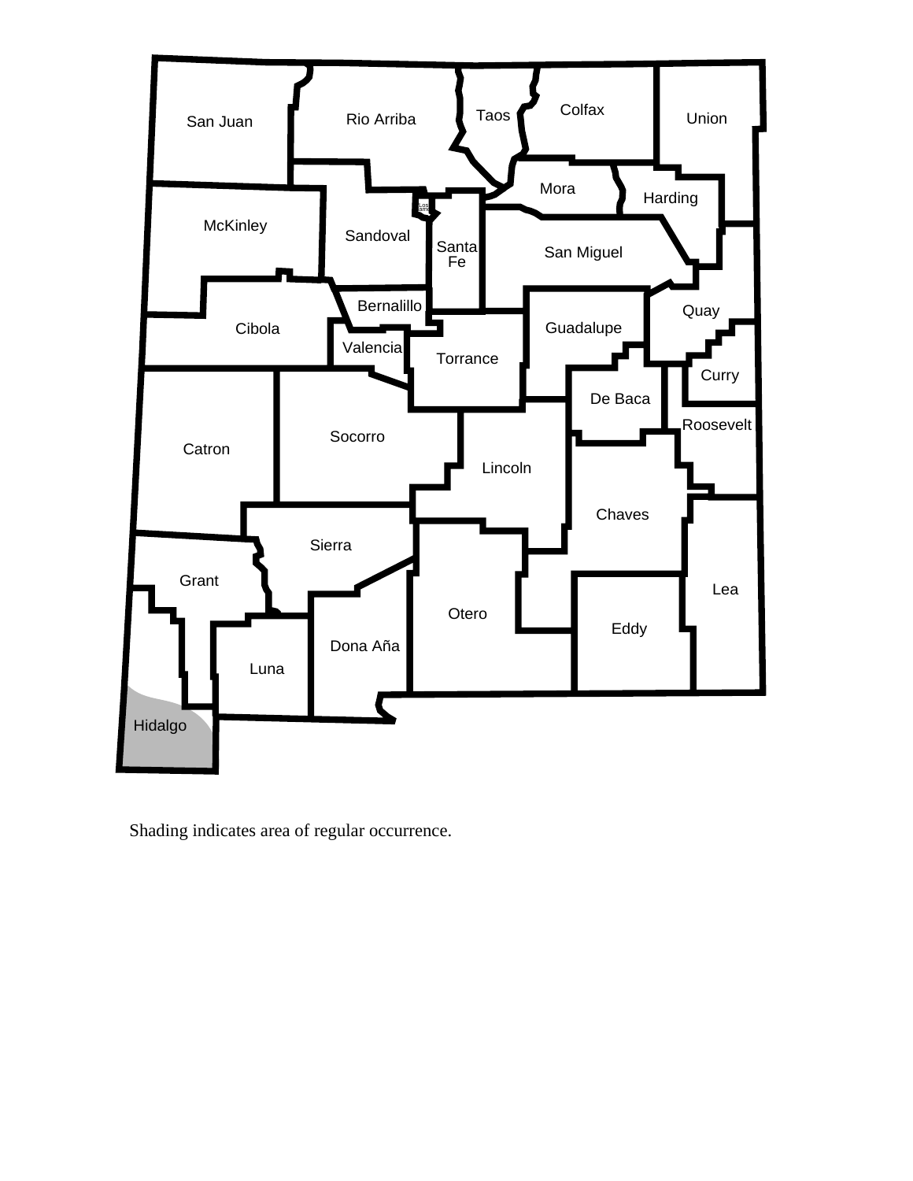San Juan
Rio Arriba
Taos
Colfax
Union
Mora
Harding
Los Alamos
McKinley
Sandoval
Santa Fe
San Miguel
Bernalillo
Quay
Cibola
Guadalupe
Valencia
Torrance
Curry
De Baca
Roosevelt
Socorro
Catron
Lincoln
Chaves
Sierra
Grant
Lea
Otero
Eddy
Dona Aña
Luna
Hidalgo

Shading indicates area of regular occurrence.